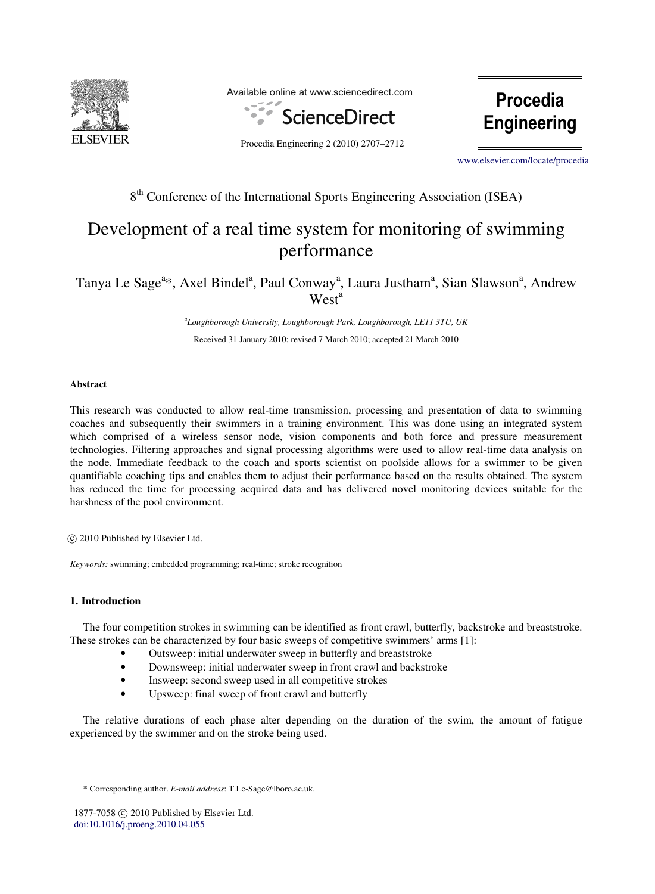8th Conference of the International Sports Engineering Association (ISEA)

# Development of a real time system for monitoring of swimming performance

Tanya Le Sage[a]*, Axel Bindel[a], Paul Conway[a], Laura Justham[a], Sian Slawson[a], Andrew West[a]

[a]*Loughborough University, Loughborough Park, Loughborough, LE11 3TU, UK*

Received 31 January 2010; revised 7 March 2010; accepted 21 March 2010

## Abstract

This research was conducted to allow real-time transmission, processing and presentation of data to swimming coaches and subsequently their swimmers in a training environment. This was done using an integrated system which comprised of a wireless sensor node, vision components and both force and pressure measurement technologies. Filtering approaches and signal processing algorithms were used to allow real-time data analysis on the node. Immediate feedback to the coach and sports scientist on poolside allows for a swimmer to be given quantifiable coaching tips and enables them to adjust their performance based on the results obtained. The system has reduced the time for processing acquired data and has delivered novel monitoring devices suitable for the harshness of the pool environment.

© 2010 Published by Elsevier Ltd.

*Keywords:* swimming; embedded programming; real-time; stroke recognition

## 1. Introduction

The four competition strokes in swimming can be identified as front crawl, butterfly, backstroke and breaststroke. These strokes can be characterized by four basic sweeps of competitive swimmers' arms [1]:

- Outsweep: initial underwater sweep in butterfly and breaststroke
- Downsweep: initial underwater sweep in front crawl and backstroke
- Insweep: second sweep used in all competitive strokes
- Upsweep: final sweep of front crawl and butterfly

The relative durations of each phase alter depending on the duration of the swim, the amount of fatigue experienced by the swimmer and on the stroke being used.

---

\* Corresponding author. *E-mail address*: T.Le-Sage@lboro.ac.uk.

1877-7058 © 2010 Published by Elsevier Ltd.
doi:10.1016/j.proeng.2010.04.055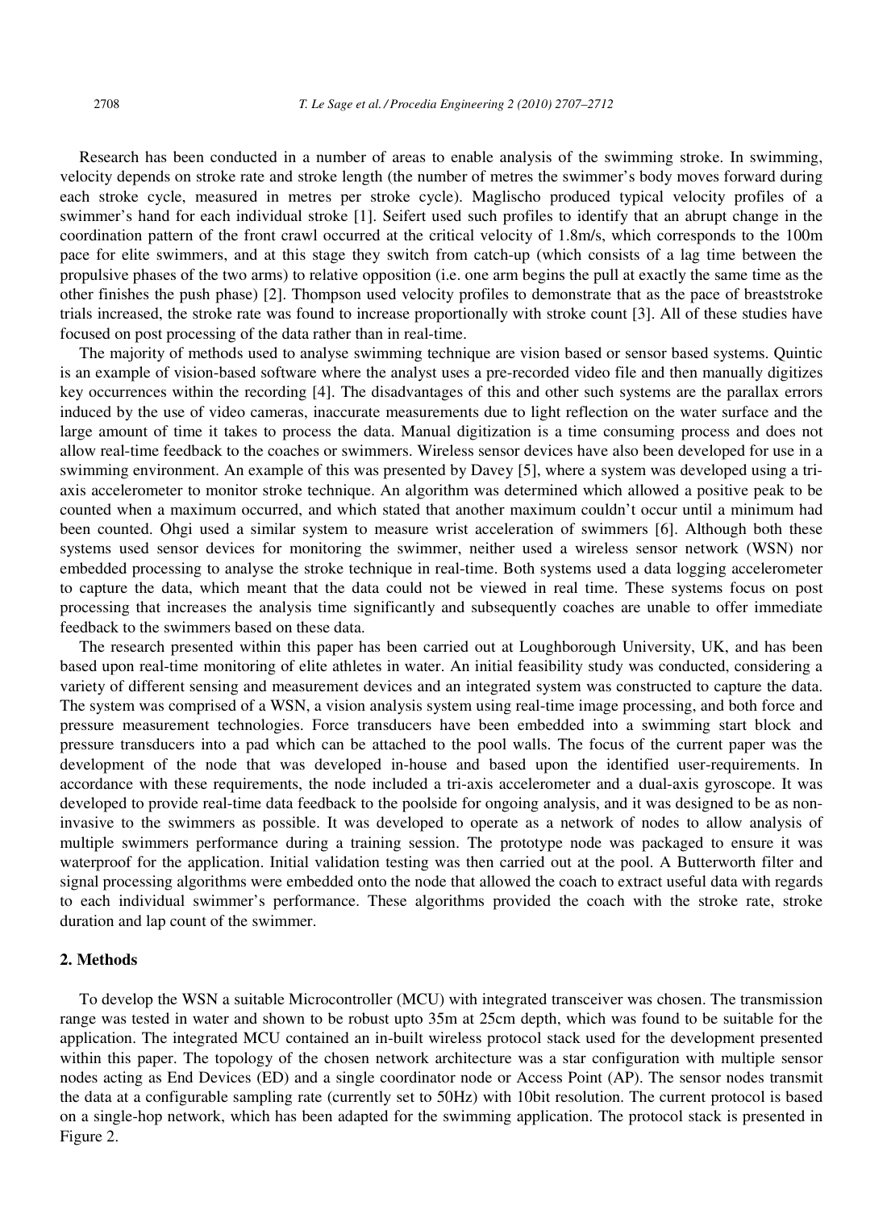Research has been conducted in a number of areas to enable analysis of the swimming stroke. In swimming, velocity depends on stroke rate and stroke length (the number of metres the swimmer's body moves forward during each stroke cycle, measured in metres per stroke cycle). Maglischo produced typical velocity profiles of a swimmer's hand for each individual stroke [1]. Seifert used such profiles to identify that an abrupt change in the coordination pattern of the front crawl occurred at the critical velocity of 1.8m/s, which corresponds to the 100m pace for elite swimmers, and at this stage they switch from catch-up (which consists of a lag time between the propulsive phases of the two arms) to relative opposition (i.e. one arm begins the pull at exactly the same time as the other finishes the push phase) [2]. Thompson used velocity profiles to demonstrate that as the pace of breaststroke trials increased, the stroke rate was found to increase proportionally with stroke count [3]. All of these studies have focused on post processing of the data rather than in real-time.

The majority of methods used to analyse swimming technique are vision based or sensor based systems. Quintic is an example of vision-based software where the analyst uses a pre-recorded video file and then manually digitizes key occurrences within the recording [4]. The disadvantages of this and other such systems are the parallax errors induced by the use of video cameras, inaccurate measurements due to light reflection on the water surface and the large amount of time it takes to process the data. Manual digitization is a time consuming process and does not allow real-time feedback to the coaches or swimmers. Wireless sensor devices have also been developed for use in a swimming environment. An example of this was presented by Davey [5], where a system was developed using a tri-axis accelerometer to monitor stroke technique. An algorithm was determined which allowed a positive peak to be counted when a maximum occurred, and which stated that another maximum couldn't occur until a minimum had been counted. Ohgi used a similar system to measure wrist acceleration of swimmers [6]. Although both these systems used sensor devices for monitoring the swimmer, neither used a wireless sensor network (WSN) nor embedded processing to analyse the stroke technique in real-time. Both systems used a data logging accelerometer to capture the data, which meant that the data could not be viewed in real time. These systems focus on post processing that increases the analysis time significantly and subsequently coaches are unable to offer immediate feedback to the swimmers based on these data.

The research presented within this paper has been carried out at Loughborough University, UK, and has been based upon real-time monitoring of elite athletes in water. An initial feasibility study was conducted, considering a variety of different sensing and measurement devices and an integrated system was constructed to capture the data. The system was comprised of a WSN, a vision analysis system using real-time image processing, and both force and pressure measurement technologies. Force transducers have been embedded into a swimming start block and pressure transducers into a pad which can be attached to the pool walls. The focus of the current paper was the development of the node that was developed in-house and based upon the identified user-requirements. In accordance with these requirements, the node included a tri-axis accelerometer and a dual-axis gyroscope. It was developed to provide real-time data feedback to the poolside for ongoing analysis, and it was designed to be as non-invasive to the swimmers as possible. It was developed to operate as a network of nodes to allow analysis of multiple swimmers performance during a training session. The prototype node was packaged to ensure it was waterproof for the application. Initial validation testing was then carried out at the pool. A Butterworth filter and signal processing algorithms were embedded onto the node that allowed the coach to extract useful data with regards to each individual swimmer's performance. These algorithms provided the coach with the stroke rate, stroke duration and lap count of the swimmer.

## 2. Methods

To develop the WSN a suitable Microcontroller (MCU) with integrated transceiver was chosen. The transmission range was tested in water and shown to be robust upto 35m at 25cm depth, which was found to be suitable for the application. The integrated MCU contained an in-built wireless protocol stack used for the development presented within this paper. The topology of the chosen network architecture was a star configuration with multiple sensor nodes acting as End Devices (ED) and a single coordinator node or Access Point (AP). The sensor nodes transmit the data at a configurable sampling rate (currently set to 50Hz) with 10bit resolution. The current protocol is based on a single-hop network, which has been adapted for the swimming application. The protocol stack is presented in Figure 2.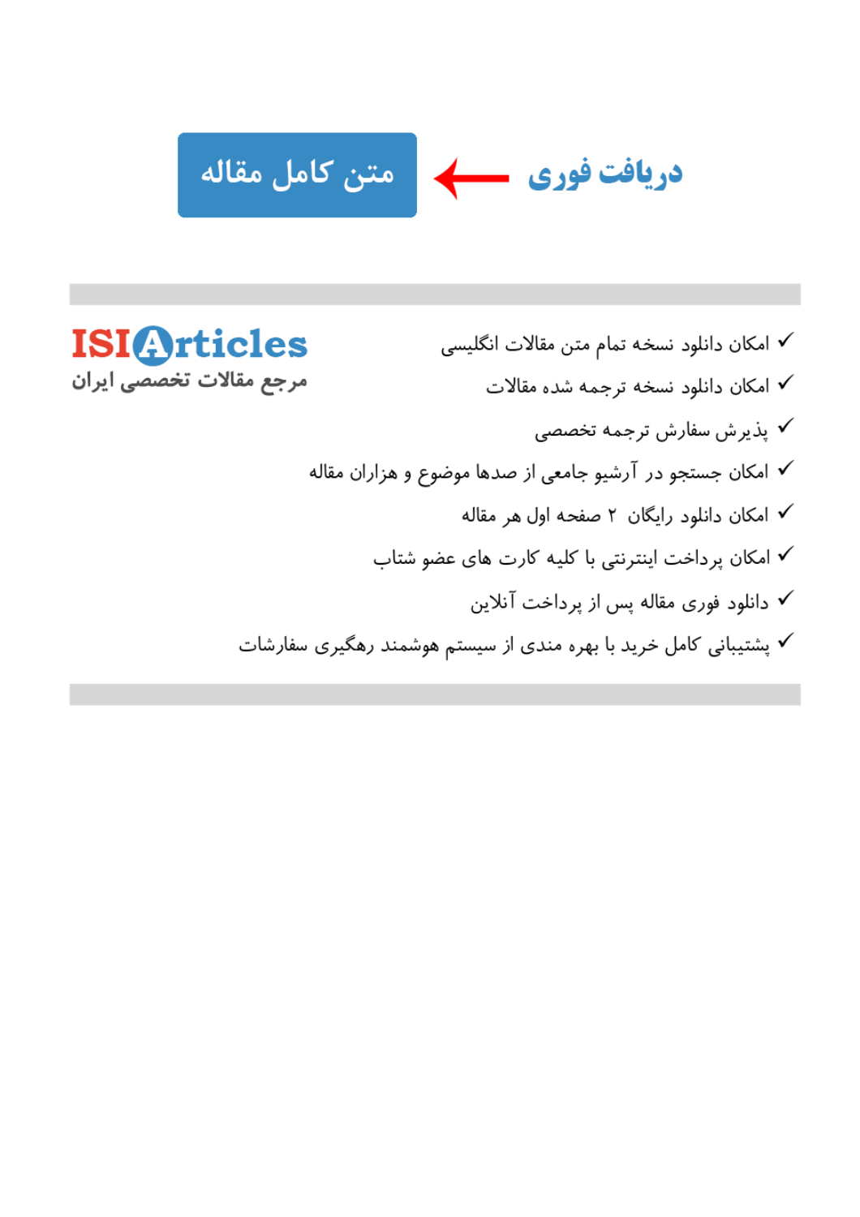دریافت فوری ← متن کامل مقاله

**ISIArticles**
مرجع مقالات تخصصی ایران

- ✓ امکان دانلود نسخه تمام متن مقالات انگلیسی
- ✓ امکان دانلود نسخه ترجمه شده مقالات
- ✓ پذیرش سفارش ترجمه تخصصی
- ✓ امکان جستجو در آرشیو جامعی از صدها موضوع و هزاران مقاله
- ✓ امکان دانلود رایگان ۲ صفحه اول هر مقاله
- ✓ امکان پرداخت اینترنتی با کلیه کارت های عضو شتاب
- ✓ دانلود فوری مقاله پس از پرداخت آنلاین
- ✓ پشتیبانی کامل خرید با بهره مندی از سیستم هوشمند رهگیری سفارشات